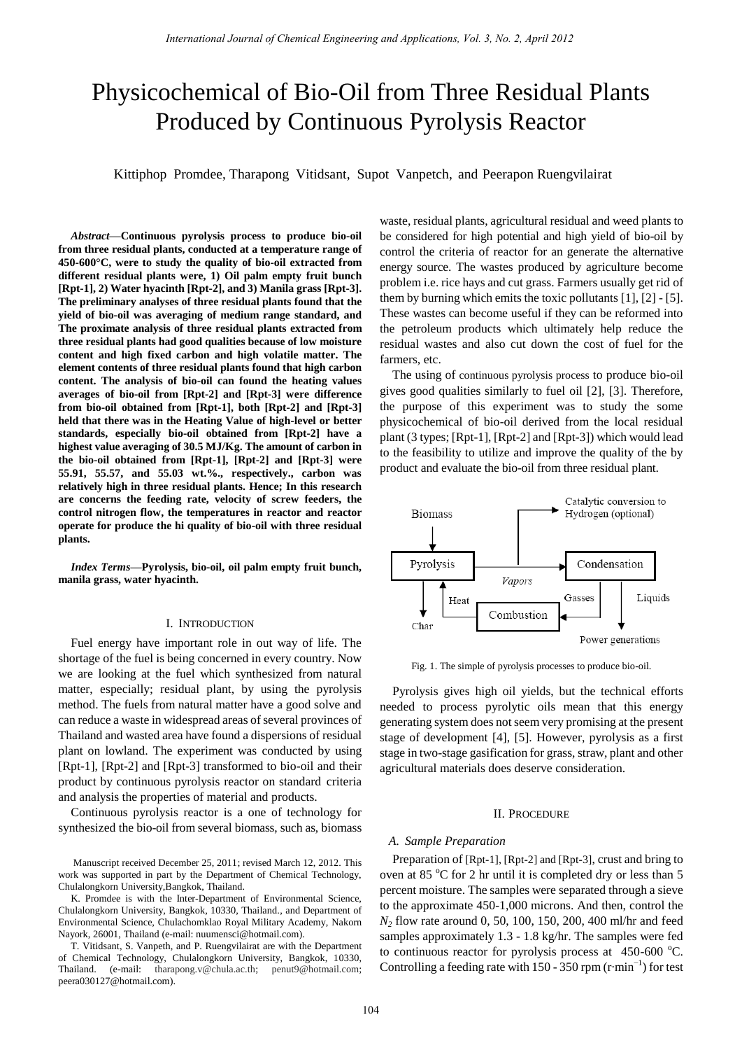# Physicochemical of Bio-Oil from Three Residual Plants Produced by Continuous Pyrolysis Reactor

Kittiphop Promdee, Tharapong Vitidsant, Supot Vanpetch, and Peerapon Ruengvilairat

***Abstract*—Continuous pyrolysis process to produce bio-oil from three residual plants, conducted at a temperature range of 450-600°C, were to study the quality of bio-oil extracted from different residual plants were, 1) Oil palm empty fruit bunch [Rpt-1], 2) Water hyacinth [Rpt-2], and 3) Manila grass [Rpt-3]. The preliminary analyses of three residual plants found that the yield of bio-oil was averaging of medium range standard, and The proximate analysis of three residual plants extracted from three residual plants had good qualities because of low moisture content and high fixed carbon and high volatile matter. The element contents of three residual plants found that high carbon content. The analysis of bio-oil can found the heating values averages of bio-oil from [Rpt-2] and [Rpt-3] were difference from bio-oil obtained from [Rpt-1], both [Rpt-2] and [Rpt-3] held that there was in the Heating Value of high-level or better standards, especially bio-oil obtained from [Rpt-2] have a highest value averaging of 30.5 MJ/Kg. The amount of carbon in the bio-oil obtained from [Rpt-1], [Rpt-2] and [Rpt-3] were 55.91, 55.57, and 55.03 wt.%., respectively., carbon was relatively high in three residual plants. Hence; In this research are concerns the feeding rate, velocity of screw feeders, the control nitrogen flow, the temperatures in reactor and reactor operate for produce the hi quality of bio-oil with three residual plants.**

***Index Terms*—Pyrolysis, bio-oil, oil palm empty fruit bunch, manila grass, water hyacinth.**

## I. Introduction

Fuel energy have important role in out way of life. The shortage of the fuel is being concerned in every country. Now we are looking at the fuel which synthesized from natural matter, especially; residual plant, by using the pyrolysis method. The fuels from natural matter have a good solve and can reduce a waste in widespread areas of several provinces of Thailand and wasted area have found a dispersions of residual plant on lowland. The experiment was conducted by using [Rpt-1], [Rpt-2] and [Rpt-3] transformed to bio-oil and their product by continuous pyrolysis reactor on standard criteria and analysis the properties of material and products.

Continuous pyrolysis reactor is a one of technology for synthesized the bio-oil from several biomass, such as, biomass waste, residual plants, agricultural residual and weed plants to be considered for high potential and high yield of bio-oil by control the criteria of reactor for an generate the alternative energy source. The wastes produced by agriculture become problem i.e. rice hays and cut grass. Farmers usually get rid of them by burning which emits the toxic pollutants [1], [2] - [5]. These wastes can become useful if they can be reformed into the petroleum products which ultimately help reduce the residual wastes and also cut down the cost of fuel for the farmers, etc.

The using of continuous pyrolysis process to produce bio-oil gives good qualities similarly to fuel oil [2], [3]. Therefore, the purpose of this experiment was to study the some physicochemical of bio-oil derived from the local residual plant (3 types; [Rpt-1], [Rpt-2] and [Rpt-3]) which would lead to the feasibility to utilize and improve the quality of the by product and evaluate the bio-oil from three residual plant.

Biomass → Pyrolysis → Vapors → Condensation; Pyrolysis → Char; Catalytic conversion to Hydrogen (optional); Condensation → Gasses → Combustion → Heat → Pyrolysis; Condensation → Liquids → Power generations

Fig. 1. The simple of pyrolysis processes to produce bio-oil.

Pyrolysis gives high oil yields, but the technical efforts needed to process pyrolytic oils mean that this energy generating system does not seem very promising at the present stage of development [4], [5]. However, pyrolysis as a first stage in two-stage gasification for grass, straw, plant and other agricultural materials does deserve consideration.

## II. Procedure

### *A. Sample Preparation*

Preparation of [Rpt-1], [Rpt-2] and [Rpt-3], crust and bring to oven at 85 °C for 2 hr until it is completed dry or less than 5 percent moisture. The samples were separated through a sieve to the approximate 450-1,000 microns. And then, control the $N_2$ flow rate around 0, 50, 100, 150, 200, 400 ml/hr and feed samples approximately 1.3 - 1.8 kg/hr. The samples were fed to continuous reactor for pyrolysis process at 450-600 °C. Controlling a feeding rate with 150 - 350 rpm ($r{\cdot}min^{-1}$) for test

Manuscript received December 25, 2011; revised March 12, 2012. This work was supported in part by the Department of Chemical Technology, Chulalongkorn University,Bangkok, Thailand.

K. Promdee is with the Inter-Department of Environmental Science, Chulalongkorn University, Bangkok, 10330, Thailand., and Department of Environmental Science, Chulachomklao Royal Military Academy, Nakorn Nayork, 26001, Thailand (e-mail: nuumensci@hotmail.com).

T. Vitidsant, S. Vanpeth, and P. Ruengvilairat are with the Department of Chemical Technology, Chulalongkorn University, Bangkok, 10330, Thailand. (e-mail: tharapong.v@chula.ac.th; penut9@hotmail.com; peera030127@hotmail.com).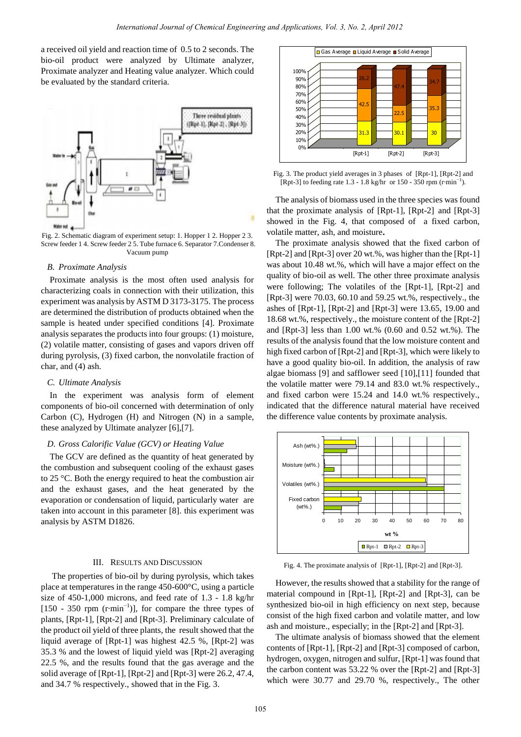a received oil yield and reaction time of 0.5 to 2 seconds. The bio-oil product were analyzed by Ultimate analyzer, Proximate analyzer and Heating value analyzer. Which could be evaluated by the standard criteria.

Fig. 2. Schematic diagram of experiment setup: 1. Hopper 1 2. Hopper 2 3. Screw feeder 1 4. Screw feeder 2 5. Tube furnace 6. Separator 7.Condenser 8. Vacuum pump

### B. Proximate Analysis

Proximate analysis is the most often used analysis for characterizing coals in connection with their utilization, this experiment was analysis by ASTM D 3173-3175. The process are determined the distribution of products obtained when the sample is heated under specified conditions [4]. Proximate analysis separates the products into four groups: (1) moisture, (2) volatile matter, consisting of gases and vapors driven off during pyrolysis, (3) fixed carbon, the nonvolatile fraction of char, and (4) ash.

### C. Ultimate Analysis

In the experiment was analysis form of element components of bio-oil concerned with determination of only Carbon (C), Hydrogen (H) and Nitrogen (N) in a sample, these analyzed by Ultimate analyzer [6],[7].

### D. Gross Calorific Value (GCV) or Heating Value

The GCV are defined as the quantity of heat generated by the combustion and subsequent cooling of the exhaust gases to 25 °C. Both the energy required to heat the combustion air and the exhaust gases, and the heat generated by the evaporation or condensation of liquid, particularly water are taken into account in this parameter [8]. this experiment was analysis by ASTM D1826.

## III. Results and Discussion

The properties of bio-oil by during pyrolysis, which takes place at temperatures in the range 450-600°C, using a particle size of 450-1,000 microns, and feed rate of 1.3 - 1.8 kg/hr [150 - 350 rpm ($r \cdot min^{-1}$)], for compare the three types of plants, [Rpt-1], [Rpt-2] and [Rpt-3]. Preliminary calculate of the product oil yield of three plants, the result showed that the liquid average of [Rpt-1] was highest 42.5 %, [Rpt-2] was 35.3 % and the lowest of liquid yield was [Rpt-2] averaging 22.5 %, and the results found that the gas average and the solid average of [Rpt-1], [Rpt-2] and [Rpt-3] were 26.2, 47.4, and 34.7 % respectively., showed that in the Fig. 3.

Fig. 3. The product yield averages in 3 phases of [Rpt-1], [Rpt-2] and [Rpt-3] to feeding rate 1.3 - 1.8 kg/hr or 150 - 350 rpm ($r \cdot min^{-1}$).

The analysis of biomass used in the three species was found that the proximate analysis of [Rpt-1], [Rpt-2] and [Rpt-3] showed in the Fig. 4, that composed of a fixed carbon, volatile matter, ash, and moisture**.**

The proximate analysis showed that the fixed carbon of [Rpt-2] and [Rpt-3] over 20 wt.%, was higher than the [Rpt-1] was about 10.48 wt.%, which will have a major effect on the quality of bio-oil as well. The other three proximate analysis were following; The volatiles of the [Rpt-1], [Rpt-2] and [Rpt-3] were 70.03, 60.10 and 59.25 wt.%, respectively., the ashes of [Rpt-1], [Rpt-2] and [Rpt-3] were 13.65, 19.00 and 18.68 wt.%, respectively., the moisture content of the [Rpt-2] and [Rpt-3] less than 1.00 wt.% (0.60 and 0.52 wt.%). The results of the analysis found that the low moisture content and high fixed carbon of [Rpt-2] and [Rpt-3], which were likely to have a good quality bio-oil. In addition, the analysis of raw algae biomass [9] and safflower seed [10],[11] founded that the volatile matter were 79.14 and 83.0 wt.% respectively., and fixed carbon were 15.24 and 14.0 wt.% respectively., indicated that the difference natural material have received the difference value contents by proximate analysis.

Fig. 4. The proximate analysis of [Rpt-1], [Rpt-2] and [Rpt-3].

However, the results showed that a stability for the range of material compound in [Rpt-1], [Rpt-2] and [Rpt-3], can be synthesized bio-oil in high efficiency on next step, because consist of the high fixed carbon and volatile matter, and low ash and moisture., especially; in the [Rpt-2] and [Rpt-3].

The ultimate analysis of biomass showed that the element contents of [Rpt-1], [Rpt-2] and [Rpt-3] composed of carbon, hydrogen, oxygen, nitrogen and sulfur, [Rpt-1] was found that the carbon content was 53.22 % over the [Rpt-2] and [Rpt-3] which were 30.77 and 29.70 %, respectively., The other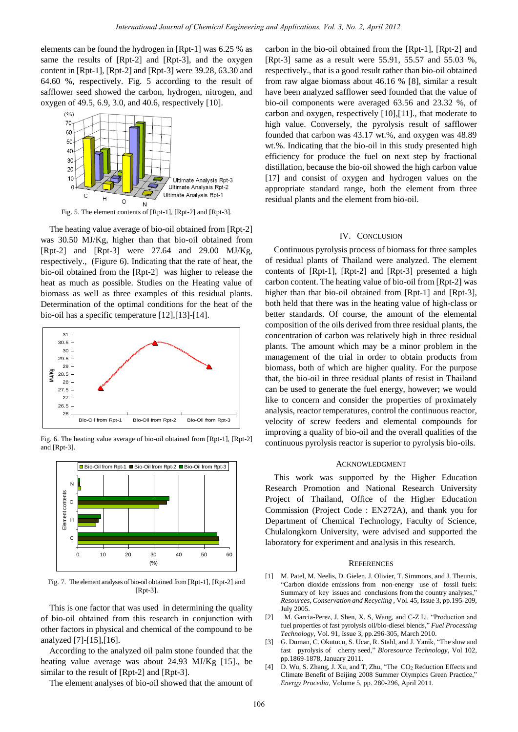elements can be found the hydrogen in [Rpt-1] was 6.25 % as same the results of [Rpt-2] and [Rpt-3], and the oxygen content in [Rpt-1], [Rpt-2] and [Rpt-3] were 39.28, 63.30 and 64.60 %, respectively. Fig. 5 according to the result of safflower seed showed the carbon, hydrogen, nitrogen, and oxygen of 49.5, 6.9, 3.0, and 40.6, respectively [10].

Fig. 5. The element contents of [Rpt-1], [Rpt-2] and [Rpt-3].

The heating value average of bio-oil obtained from [Rpt-2] was 30.50 MJ/Kg, higher than that bio-oil obtained from [Rpt-2] and [Rpt-3] were 27.64 and 29.00 MJ/Kg, respectively., (Figure 6). Indicating that the rate of heat, the bio-oil obtained from the [Rpt-2] was higher to release the heat as much as possible. Studies on the Heating value of biomass as well as three examples of this residual plants. Determination of the optimal conditions for the heat of the bio-oil has a specific temperature [12],[13]-[14].

Fig. 6. The heating value average of bio-oil obtained from [Rpt-1], [Rpt-2] and [Rpt-3].

Fig. 7. The element analyses of bio-oil obtained from [Rpt-1], [Rpt-2] and [Rpt-3].

This is one factor that was used in determining the quality of bio-oil obtained from this research in conjunction with other factors in physical and chemical of the compound to be analyzed [7]-[15],[16].

According to the analyzed oil palm stone founded that the heating value average was about 24.93 MJ/Kg [15]., be similar to the result of [Rpt-2] and [Rpt-3].

The element analyses of bio-oil showed that the amount of carbon in the bio-oil obtained from the [Rpt-1], [Rpt-2] and [Rpt-3] same as a result were 55.91, 55.57 and 55.03 %, respectively., that is a good result rather than bio-oil obtained from raw algae biomass about 46.16 % [8], similar a result have been analyzed safflower seed founded that the value of bio-oil components were averaged 63.56 and 23.32 %, of carbon and oxygen, respectively [10],[11]., that moderate to high value. Conversely, the pyrolysis result of safflower founded that carbon was 43.17 wt.%, and oxygen was 48.89 wt.%. Indicating that the bio-oil in this study presented high efficiency for produce the fuel on next step by fractional distillation, because the bio-oil showed the high carbon value [17] and consist of oxygen and hydrogen values on the appropriate standard range, both the element from three residual plants and the element from bio-oil.

## IV. Conclusion

Continuous pyrolysis process of biomass for three samples of residual plants of Thailand were analyzed. The element contents of [Rpt-1], [Rpt-2] and [Rpt-3] presented a high carbon content. The heating value of bio-oil from [Rpt-2] was higher than that bio-oil obtained from [Rpt-1] and [Rpt-3], both held that there was in the heating value of high-class or better standards. Of course, the amount of the elemental composition of the oils derived from three residual plants, the concentration of carbon was relatively high in three residual plants. The amount which may be a minor problem in the management of the trial in order to obtain products from biomass, both of which are higher quality. For the purpose that, the bio-oil in three residual plants of resist in Thailand can be used to generate the fuel energy, however; we would like to concern and consider the properties of proximately analysis, reactor temperatures, control the continuous reactor, velocity of screw feeders and elemental compounds for improving a quality of bio-oil and the overall qualities of the continuous pyrolysis reactor is superior to pyrolysis bio-oils.

## Acknowledgment

This work was supported by the Higher Education Research Promotion and National Research University Project of Thailand, Office of the Higher Education Commission (Project Code : EN272A), and thank you for Department of Chemical Technology, Faculty of Science, Chulalongkorn University, were advised and supported the laboratory for experiment and analysis in this research.

## References

[1] M. Patel, M. Neelis, D. Gielen, J. Olivier, T. Simmons, and J. Theunis, "Carbon dioxide emissions from non-energy use of fossil fuels: Summary of key issues and conclusions from the country analyses," *Resources, Conservation and Recycling*, Vol. 45, Issue 3, pp.195-209, July 2005.

[2] M. Garcia-Perez, J. Shen, X. S, Wang, and C-Z Li, "Production and fuel properties of fast pyrolysis oil/bio-diesel blends," *Fuel Processing Technology*, Vol. 91, Issue 3, pp.296-305, March 2010.

[3] G. Duman, C. Okutucu, S. Ucar, R. Stahl, and J. Yanik, "The slow and fast pyrolysis of cherry seed," *Bioresource Technology*, Vol 102, pp.1869-1878, January 2011.

[4] D. Wu, S. Zhang, J. Xu, and T, Zhu, "The $CO_2$ Reduction Effects and Climate Benefit of Beijing 2008 Summer Olympics Green Practice," *Energy Procedia*, Volume 5, pp. 280-296, April 2011.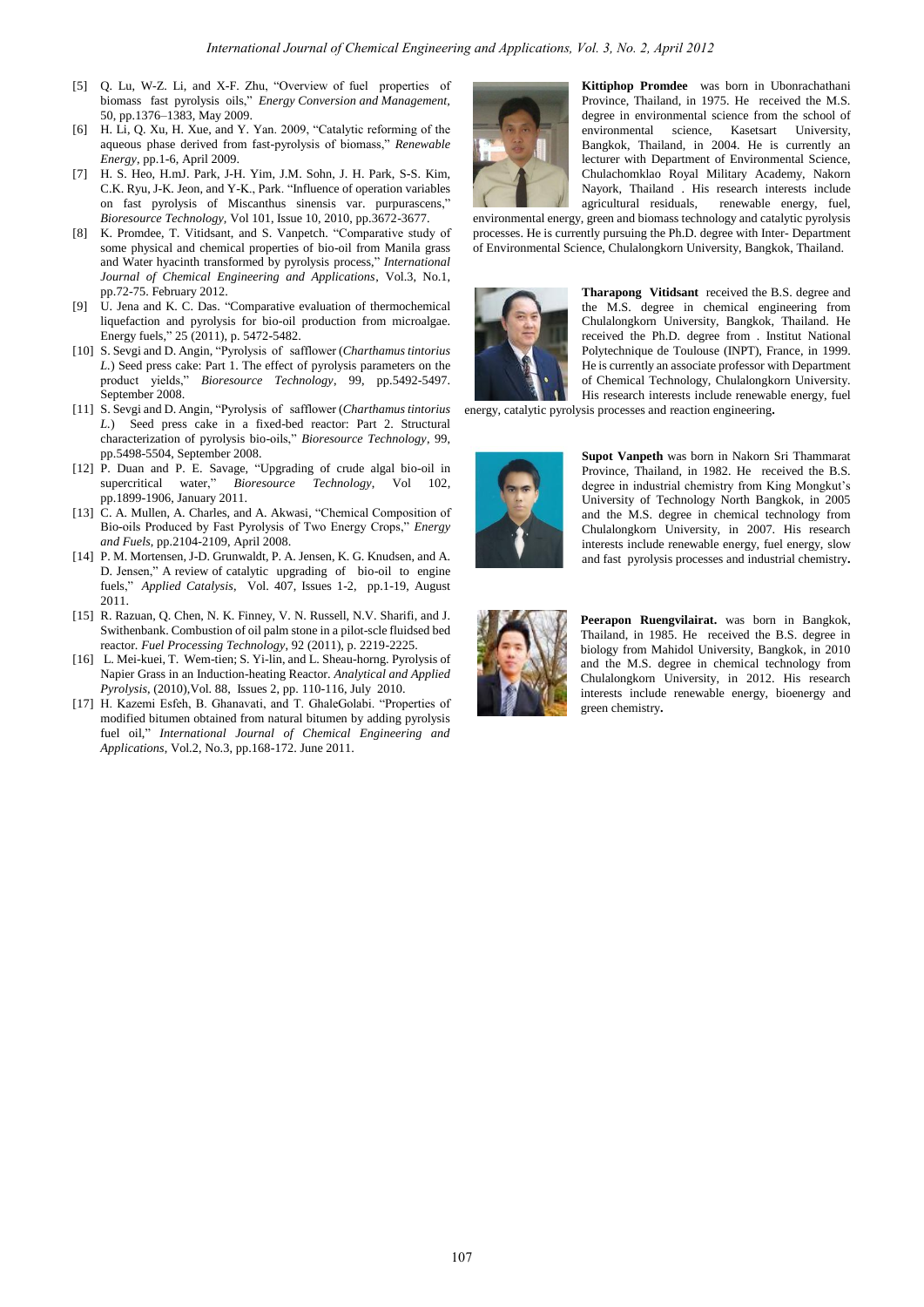[5] Q. Lu, W-Z. Li, and X-F. Zhu, "Overview of fuel properties of biomass fast pyrolysis oils," *Energy Conversion and Management*, 50, pp.1376–1383, May 2009.

[6] H. Li, Q. Xu, H. Xue, and Y. Yan. 2009, "Catalytic reforming of the aqueous phase derived from fast-pyrolysis of biomass," *Renewable Energy*, pp.1-6, April 2009.

[7] H. S. Heo, H.mJ. Park, J-H. Yim, J.M. Sohn, J. H. Park, S-S. Kim, C.K. Ryu, J-K. Jeon, and Y-K., Park. "Influence of operation variables on fast pyrolysis of Miscanthus sinensis var. purpurascens," *Bioresource Technology*, Vol 101, Issue 10, 2010, pp.3672-3677.

[8] K. Promdee, T. Vitidsant, and S. Vanpetch. "Comparative study of some physical and chemical properties of bio-oil from Manila grass and Water hyacinth transformed by pyrolysis process," *International Journal of Chemical Engineering and Applications*, Vol.3, No.1, pp.72-75. February 2012.

[9] U. Jena and K. C. Das. "Comparative evaluation of thermochemical liquefaction and pyrolysis for bio-oil production from microalgae. Energy fuels," 25 (2011), p. 5472-5482.

[10] S. Sevgi and D. Angin, "Pyrolysis of safflower (*Charthamus tintorius L.*) Seed press cake: Part 1. The effect of pyrolysis parameters on the product yields," *Bioresource Technology*, 99, pp.5492-5497. September 2008.

[11] S. Sevgi and D. Angin, "Pyrolysis of safflower (*Charthamus tintorius L.*) Seed press cake in a fixed-bed reactor: Part 2. Structural characterization of pyrolysis bio-oils," *Bioresource Technology*, 99, pp.5498-5504, September 2008.

[12] P. Duan and P. E. Savage, "Upgrading of crude algal bio-oil in supercritical water," *Bioresource Technology*, Vol 102, pp.1899-1906, January 2011.

[13] C. A. Mullen, A. Charles, and A. Akwasi, "Chemical Composition of Bio-oils Produced by Fast Pyrolysis of Two Energy Crops," *Energy and Fuels*, pp.2104-2109, April 2008.

[14] P. M. Mortensen, J-D. Grunwaldt, P. A. Jensen, K. G. Knudsen, and A. D. Jensen," A review of catalytic upgrading of bio-oil to engine fuels," *Applied Catalysis*, Vol. 407, Issues 1-2, pp.1-19, August 2011.

[15] R. Razuan, Q. Chen, N. K. Finney, V. N. Russell, N.V. Sharifi, and J. Swithenbank. Combustion of oil palm stone in a pilot-scle fluidsed bed reactor. *Fuel Processing Technology*, 92 (2011), p. 2219-2225.

[16] L. Mei-kuei, T. Wem-tien; S. Yi-lin, and L. Sheau-horng. Pyrolysis of Napier Grass in an Induction-heating Reactor. *Analytical and Applied Pyrolysis*, (2010),Vol. 88, Issues 2, pp. 110-116, July 2010.

[17] H. Kazemi Esfeh, B. Ghanavati, and T. GhaleGolabi. "Properties of modified bitumen obtained from natural bitumen by adding pyrolysis fuel oil," *International Journal of Chemical Engineering and Applications*, Vol.2, No.3, pp.168-172. June 2011.

**Kittiphop Promdee** was born in Ubonrachathani Province, Thailand, in 1975. He received the M.S. degree in environmental science from the school of environmental science, Kasetsart University, Bangkok, Thailand, in 2004. He is currently an lecturer with Department of Environmental Science, Chulachomklao Royal Military Academy, Nakorn Nayork, Thailand . His research interests include agricultural residuals, renewable energy, fuel, environmental energy, green and biomass technology and catalytic pyrolysis processes. He is currently pursuing the Ph.D. degree with Inter- Department of Environmental Science, Chulalongkorn University, Bangkok, Thailand.

**Tharapong Vitidsant** received the B.S. degree and the M.S. degree in chemical engineering from Chulalongkorn University, Bangkok, Thailand. He received the Ph.D. degree from . Institut National Polytechnique de Toulouse (INPT), France, in 1999. He is currently an associate professor with Department of Chemical Technology, Chulalongkorn University. His research interests include renewable energy, fuel energy, catalytic pyrolysis processes and reaction engineering.

**Supot Vanpeth** was born in Nakorn Sri Thammarat Province, Thailand, in 1982. He received the B.S. degree in industrial chemistry from King Mongkut's University of Technology North Bangkok, in 2005 and the M.S. degree in chemical technology from Chulalongkorn University, in 2007. His research interests include renewable energy, fuel energy, slow and fast pyrolysis processes and industrial chemistry.

**Peerapon Ruengvilairat.** was born in Bangkok, Thailand, in 1985. He received the B.S. degree in biology from Mahidol University, Bangkok, in 2010 and the M.S. degree in chemical technology from Chulalongkorn University, in 2012. His research interests include renewable energy, bioenergy and green chemistry.